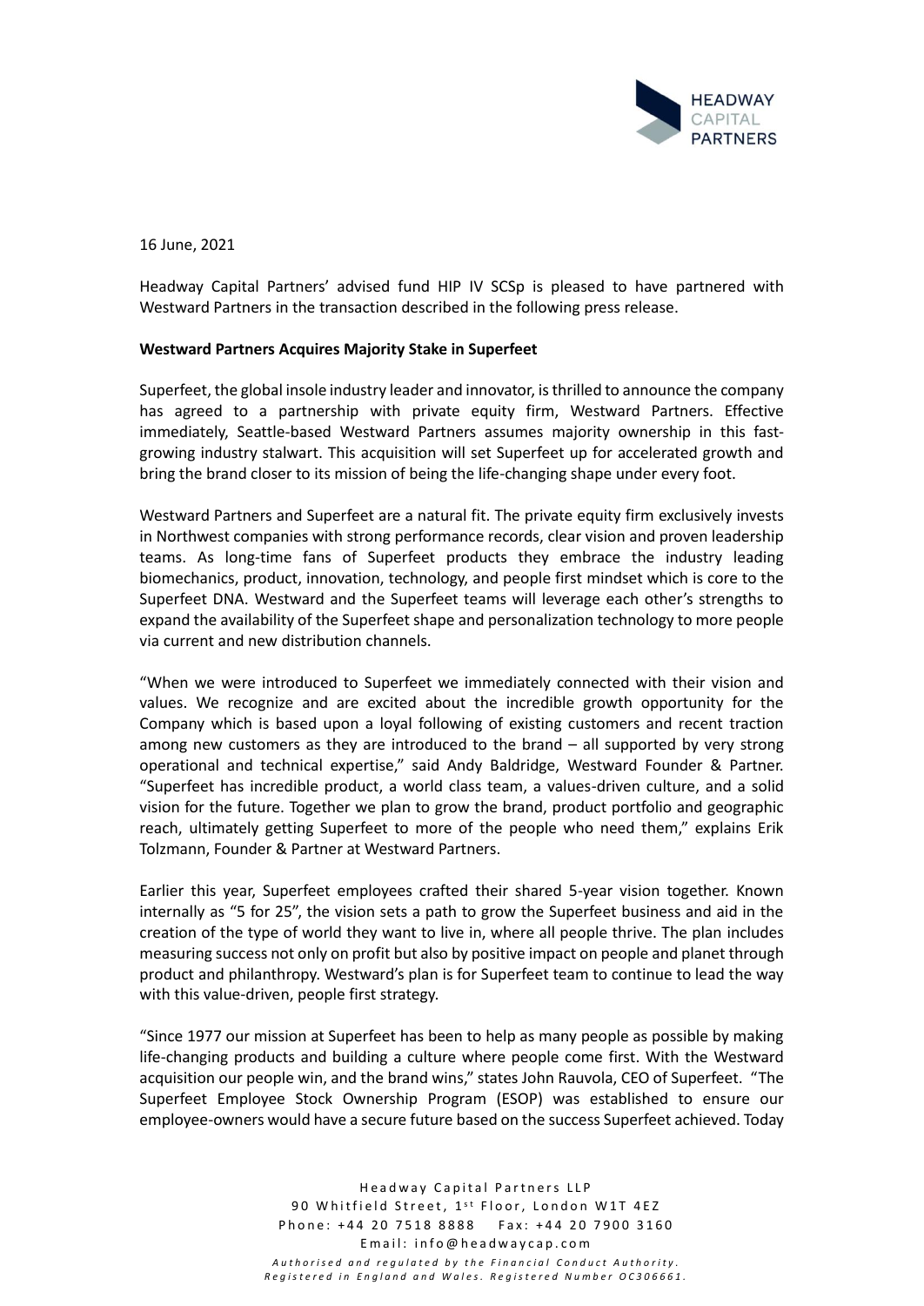16 June, 2021

Headway Capital Partners' advised fund HIP IV SCSp is pleased to have partnered with Westward Partners in the transaction described in the following press release.

**Westward Partners Acquires Majority Stake in Superfeet**

Superfeet, the global insole industry leader and innovator, is thrilled to announce the company has agreed to a partnership with private equity firm, Westward Partners. Effective immediately, Seattle-based Westward Partners assumes majority ownership in this fast-growing industry stalwart. This acquisition will set Superfeet up for accelerated growth and bring the brand closer to its mission of being the life-changing shape under every foot.

Westward Partners and Superfeet are a natural fit. The private equity firm exclusively invests in Northwest companies with strong performance records, clear vision and proven leadership teams. As long-time fans of Superfeet products they embrace the industry leading biomechanics, product, innovation, technology, and people first mindset which is core to the Superfeet DNA. Westward and the Superfeet teams will leverage each other's strengths to expand the availability of the Superfeet shape and personalization technology to more people via current and new distribution channels.

"When we were introduced to Superfeet we immediately connected with their vision and values. We recognize and are excited about the incredible growth opportunity for the Company which is based upon a loyal following of existing customers and recent traction among new customers as they are introduced to the brand – all supported by very strong operational and technical expertise," said Andy Baldridge, Westward Founder & Partner. "Superfeet has incredible product, a world class team, a values-driven culture, and a solid vision for the future. Together we plan to grow the brand, product portfolio and geographic reach, ultimately getting Superfeet to more of the people who need them," explains Erik Tolzmann, Founder & Partner at Westward Partners.

Earlier this year, Superfeet employees crafted their shared 5-year vision together. Known internally as "5 for 25", the vision sets a path to grow the Superfeet business and aid in the creation of the type of world they want to live in, where all people thrive. The plan includes measuring success not only on profit but also by positive impact on people and planet through product and philanthropy. Westward's plan is for Superfeet team to continue to lead the way with this value-driven, people first strategy.

"Since 1977 our mission at Superfeet has been to help as many people as possible by making life-changing products and building a culture where people come first. With the Westward acquisition our people win, and the brand wins," states John Rauvola, CEO of Superfeet. "The Superfeet Employee Stock Ownership Program (ESOP) was established to ensure our employee-owners would have a secure future based on the success Superfeet achieved. Today

Headway Capital Partners LLP
90 Whitfield Street, 1st Floor, London W1T 4EZ
Phone: +44 20 7518 8888 Fax: +44 20 7900 3160
Email: info@headwaycap.com
*Authorised and regulated by the Financial Conduct Authority.*
*Registered in England and Wales. Registered Number OC306661.*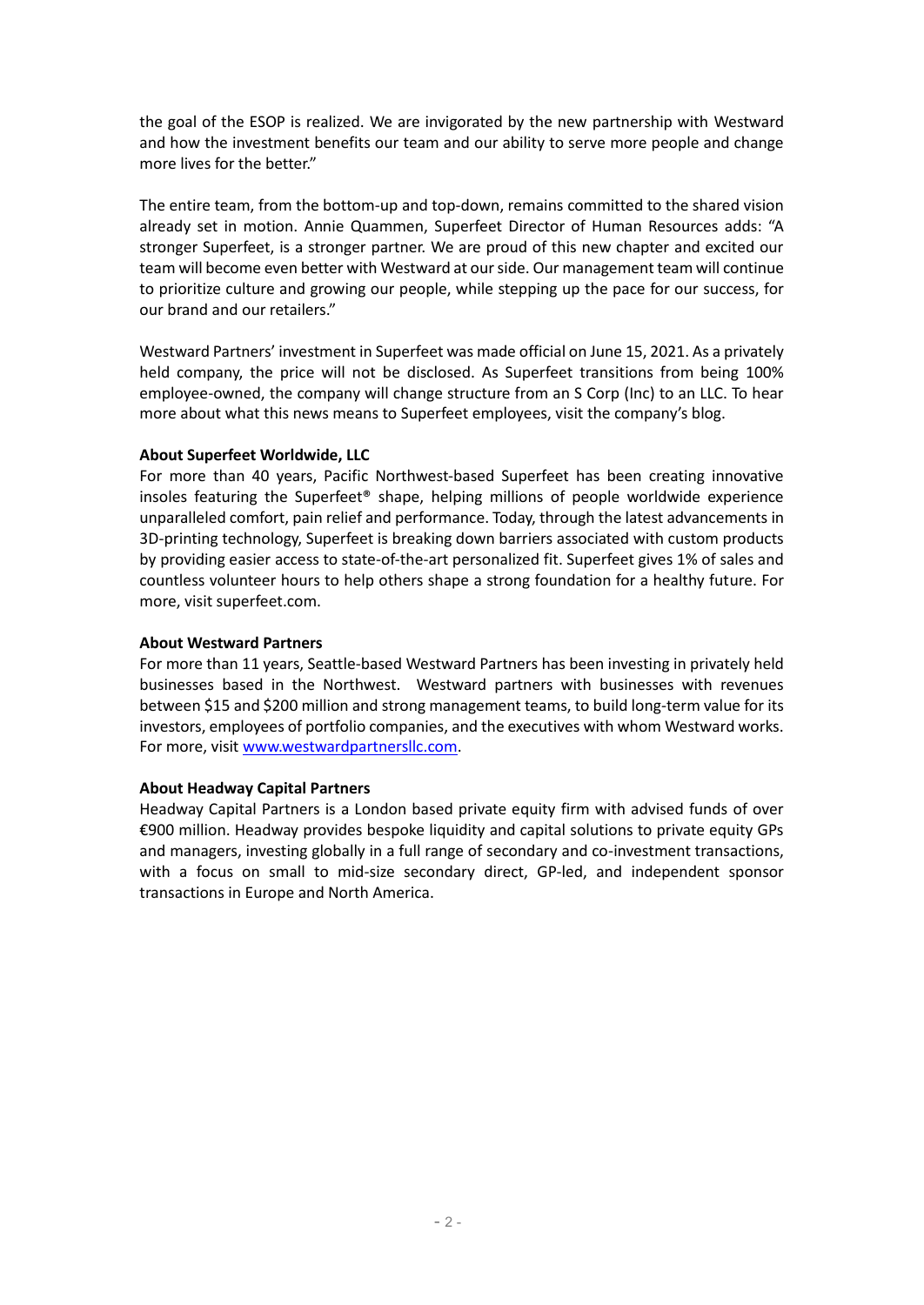the goal of the ESOP is realized. We are invigorated by the new partnership with Westward and how the investment benefits our team and our ability to serve more people and change more lives for the better."

The entire team, from the bottom-up and top-down, remains committed to the shared vision already set in motion. Annie Quammen, Superfeet Director of Human Resources adds: "A stronger Superfeet, is a stronger partner. We are proud of this new chapter and excited our team will become even better with Westward at our side. Our management team will continue to prioritize culture and growing our people, while stepping up the pace for our success, for our brand and our retailers."

Westward Partners' investment in Superfeet was made official on June 15, 2021. As a privately held company, the price will not be disclosed. As Superfeet transitions from being 100% employee-owned, the company will change structure from an S Corp (Inc) to an LLC. To hear more about what this news means to Superfeet employees, visit the company's blog.

**About Superfeet Worldwide, LLC**

For more than 40 years, Pacific Northwest-based Superfeet has been creating innovative insoles featuring the Superfeet® shape, helping millions of people worldwide experience unparalleled comfort, pain relief and performance. Today, through the latest advancements in 3D-printing technology, Superfeet is breaking down barriers associated with custom products by providing easier access to state-of-the-art personalized fit. Superfeet gives 1% of sales and countless volunteer hours to help others shape a strong foundation for a healthy future. For more, visit superfeet.com.

**About Westward Partners**

For more than 11 years, Seattle-based Westward Partners has been investing in privately held businesses based in the Northwest. Westward partners with businesses with revenues between $15 and $200 million and strong management teams, to build long-term value for its investors, employees of portfolio companies, and the executives with whom Westward works. For more, visit [www.westwardpartnersllc.com](www.westwardpartnersllc.com).

**About Headway Capital Partners**

Headway Capital Partners is a London based private equity firm with advised funds of over €900 million. Headway provides bespoke liquidity and capital solutions to private equity GPs and managers, investing globally in a full range of secondary and co-investment transactions, with a focus on small to mid-size secondary direct, GP-led, and independent sponsor transactions in Europe and North America.